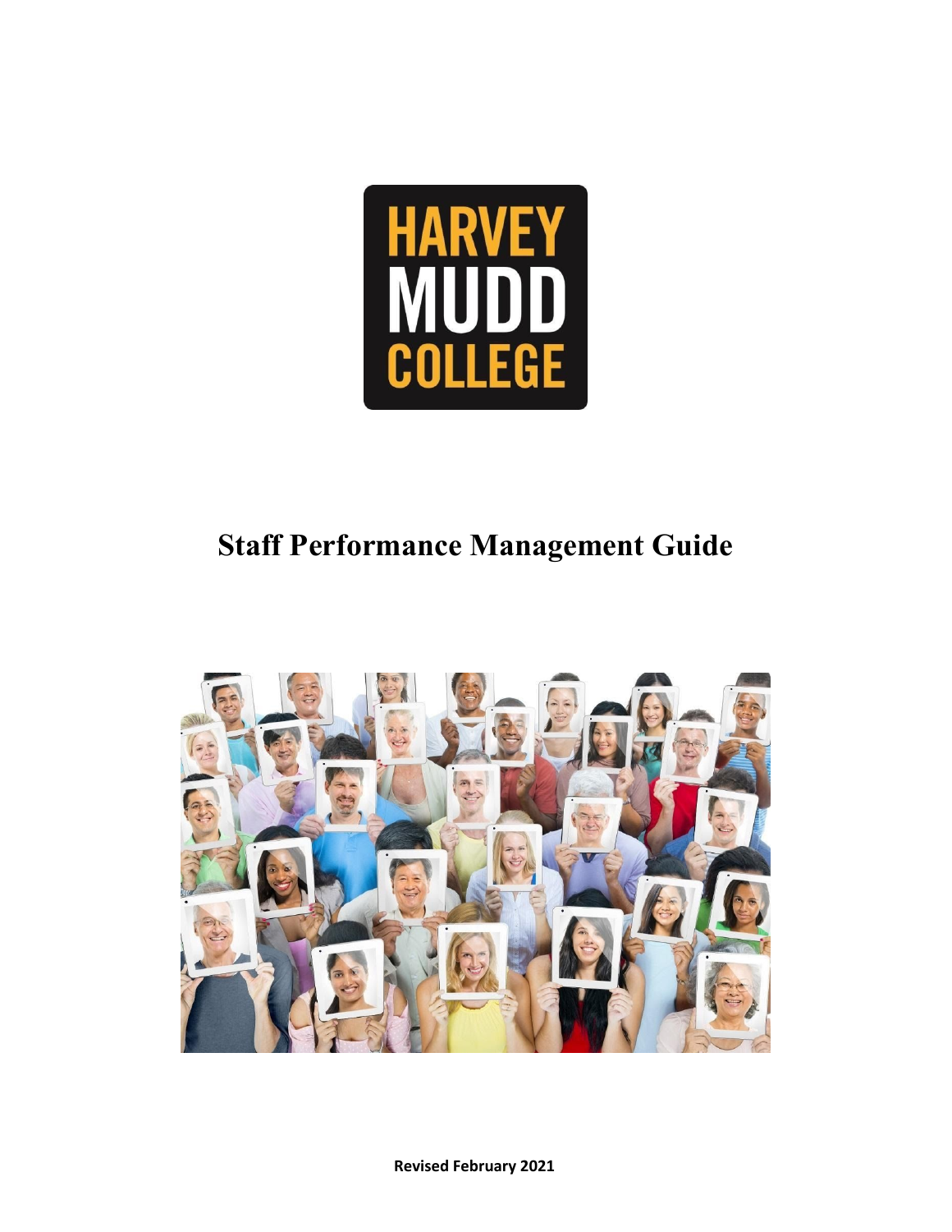HARVEY
MUDD
COLLEGE

# Staff Performance Management Guide

**Revised February 2021**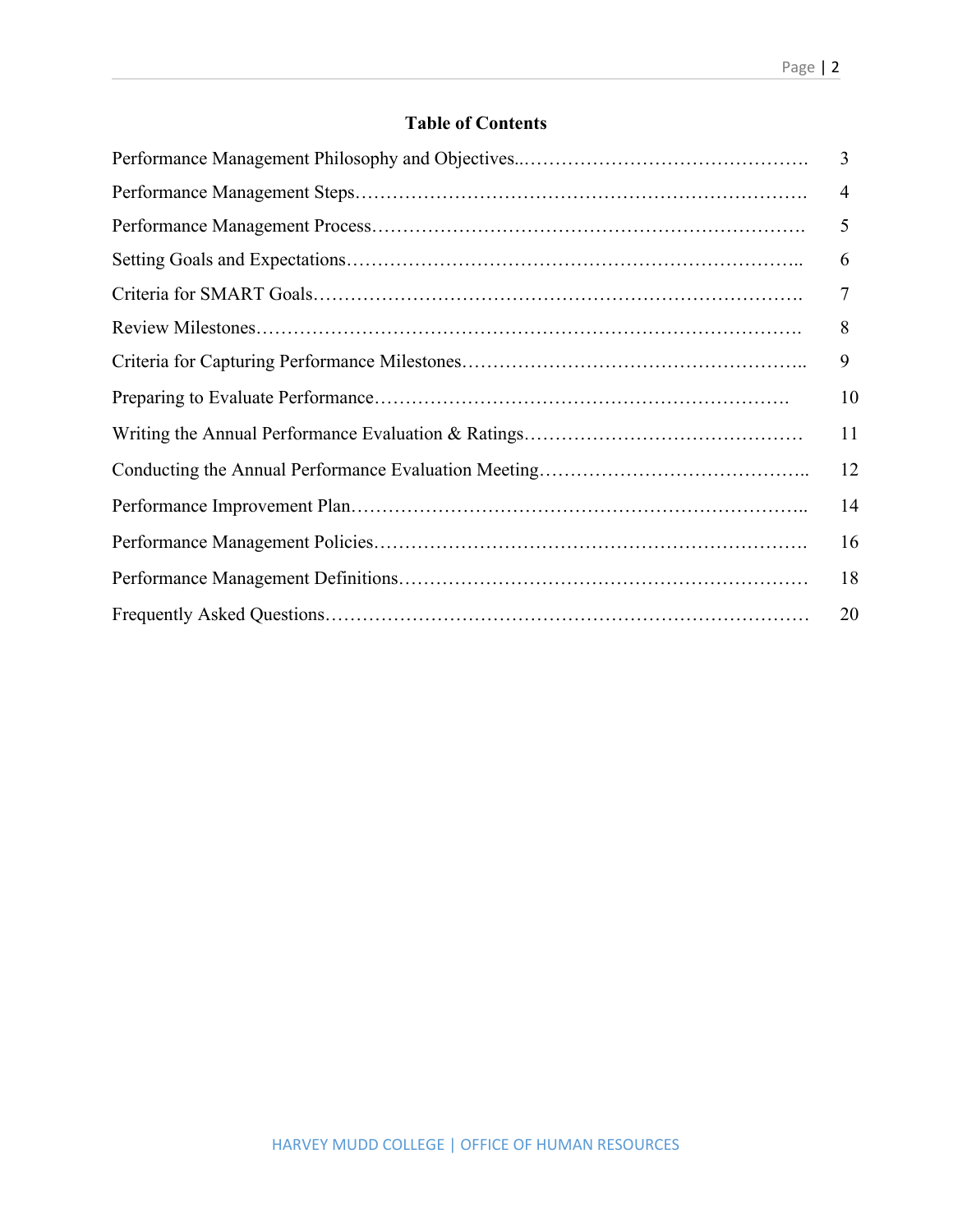## Table of Contents

| | |
|---|---|
| Performance Management Philosophy and Objectives | 3 |
| Performance Management Steps | 4 |
| Performance Management Process | 5 |
| Setting Goals and Expectations | 6 |
| Criteria for SMART Goals | 7 |
| Review Milestones | 8 |
| Criteria for Capturing Performance Milestones | 9 |
| Preparing to Evaluate Performance | 10 |
| Writing the Annual Performance Evaluation & Ratings | 11 |
| Conducting the Annual Performance Evaluation Meeting | 12 |
| Performance Improvement Plan | 14 |
| Performance Management Policies | 16 |
| Performance Management Definitions | 18 |
| Frequently Asked Questions | 20 |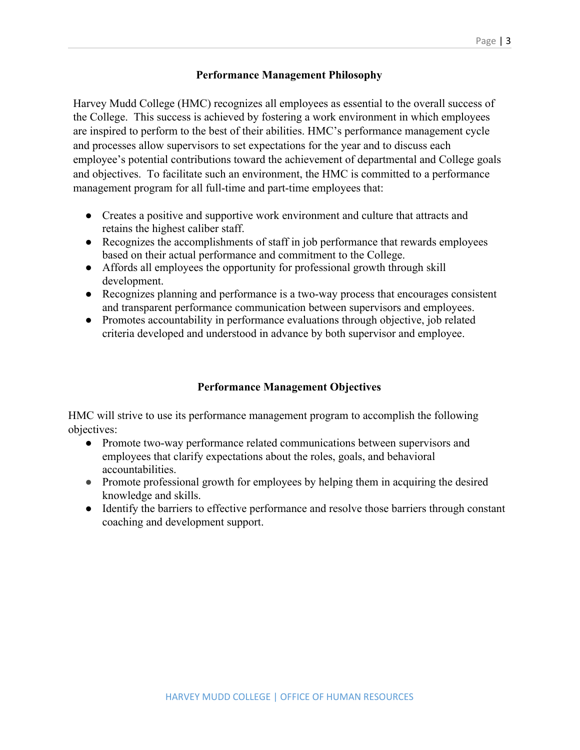## Performance Management Philosophy

Harvey Mudd College (HMC) recognizes all employees as essential to the overall success of the College. This success is achieved by fostering a work environment in which employees are inspired to perform to the best of their abilities. HMC's performance management cycle and processes allow supervisors to set expectations for the year and to discuss each employee's potential contributions toward the achievement of departmental and College goals and objectives. To facilitate such an environment, the HMC is committed to a performance management program for all full-time and part-time employees that:

- Creates a positive and supportive work environment and culture that attracts and retains the highest caliber staff.
- Recognizes the accomplishments of staff in job performance that rewards employees based on their actual performance and commitment to the College.
- Affords all employees the opportunity for professional growth through skill development.
- Recognizes planning and performance is a two-way process that encourages consistent and transparent performance communication between supervisors and employees.
- Promotes accountability in performance evaluations through objective, job related criteria developed and understood in advance by both supervisor and employee.

## Performance Management Objectives

HMC will strive to use its performance management program to accomplish the following objectives:

- Promote two-way performance related communications between supervisors and employees that clarify expectations about the roles, goals, and behavioral accountabilities.
- Promote professional growth for employees by helping them in acquiring the desired knowledge and skills.
- Identify the barriers to effective performance and resolve those barriers through constant coaching and development support.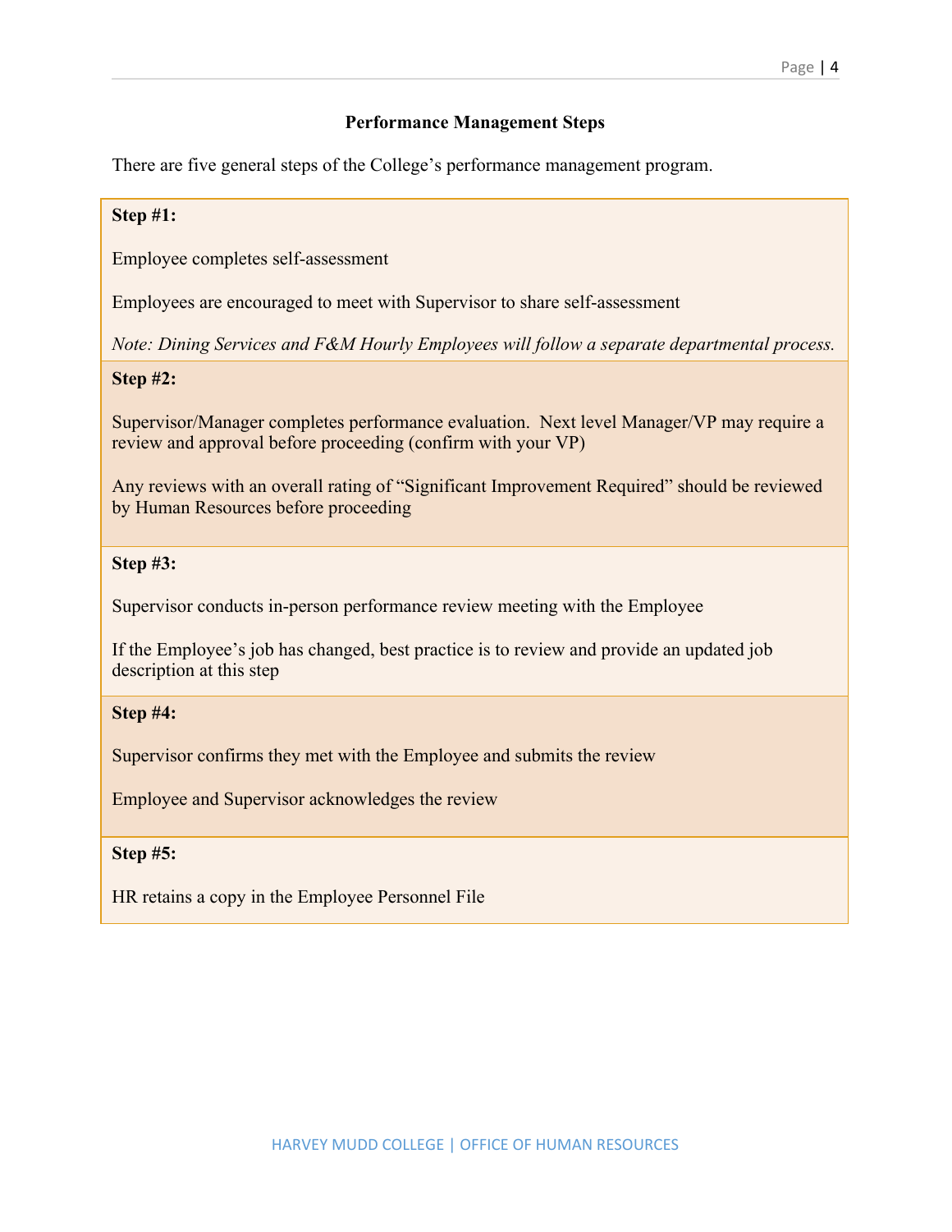## Performance Management Steps

There are five general steps of the College's performance management program.

**Step #1:**

Employee completes self-assessment

Employees are encouraged to meet with Supervisor to share self-assessment

*Note: Dining Services and F&M Hourly Employees will follow a separate departmental process.*

**Step #2:**

Supervisor/Manager completes performance evaluation. Next level Manager/VP may require a review and approval before proceeding (confirm with your VP)

Any reviews with an overall rating of "Significant Improvement Required" should be reviewed by Human Resources before proceeding

**Step #3:**

Supervisor conducts in-person performance review meeting with the Employee

If the Employee's job has changed, best practice is to review and provide an updated job description at this step

**Step #4:**

Supervisor confirms they met with the Employee and submits the review

Employee and Supervisor acknowledges the review

**Step #5:**

HR retains a copy in the Employee Personnel File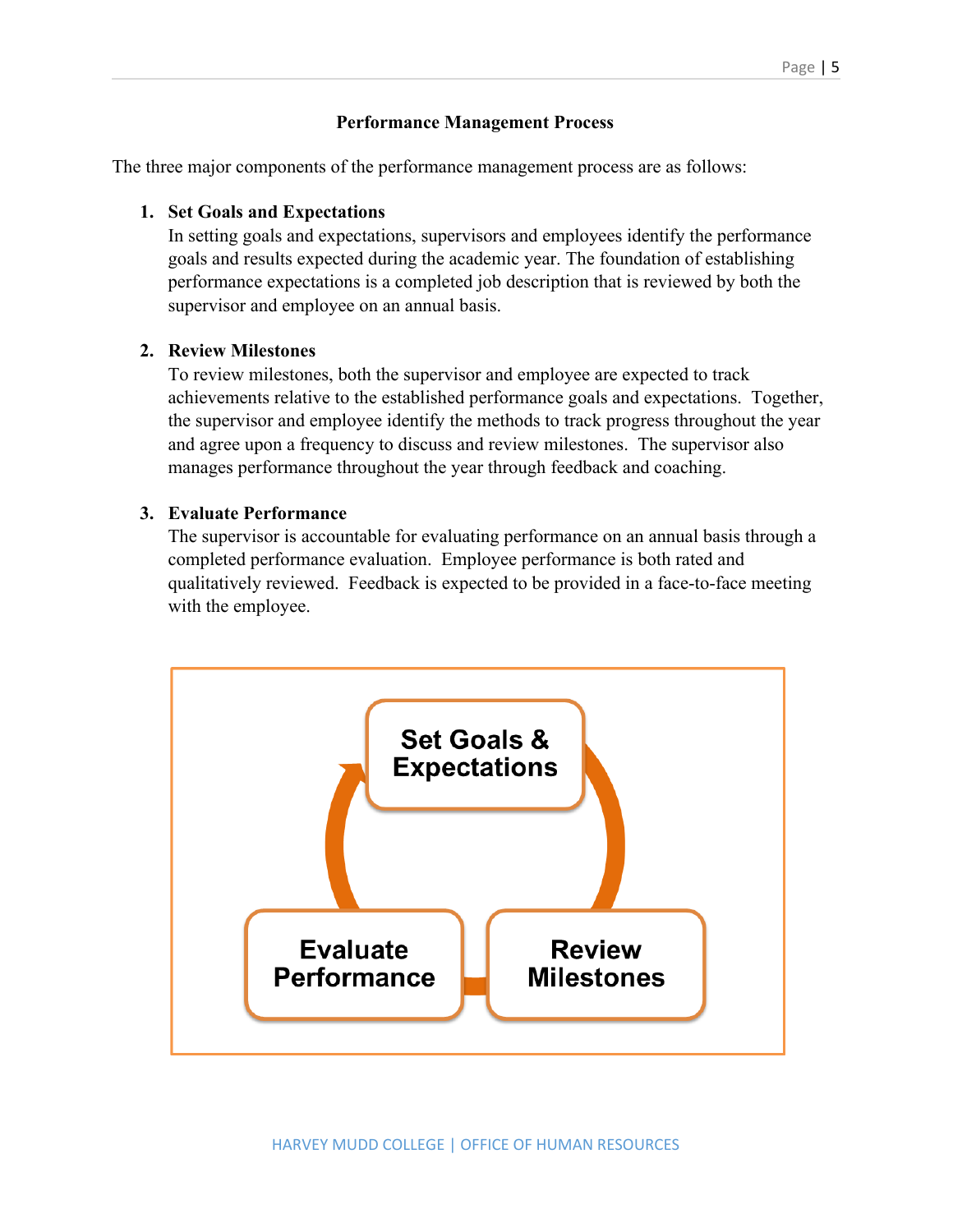## Performance Management Process

The three major components of the performance management process are as follows:

1. **Set Goals and Expectations**
   In setting goals and expectations, supervisors and employees identify the performance goals and results expected during the academic year. The foundation of establishing performance expectations is a completed job description that is reviewed by both the supervisor and employee on an annual basis.

2. **Review Milestones**
   To review milestones, both the supervisor and employee are expected to track achievements relative to the established performance goals and expectations. Together, the supervisor and employee identify the methods to track progress throughout the year and agree upon a frequency to discuss and review milestones. The supervisor also manages performance throughout the year through feedback and coaching.

3. **Evaluate Performance**
   The supervisor is accountable for evaluating performance on an annual basis through a completed performance evaluation. Employee performance is both rated and qualitatively reviewed. Feedback is expected to be provided in a face-to-face meeting with the employee.

Set Goals & Expectations

Review Milestones

Evaluate Performance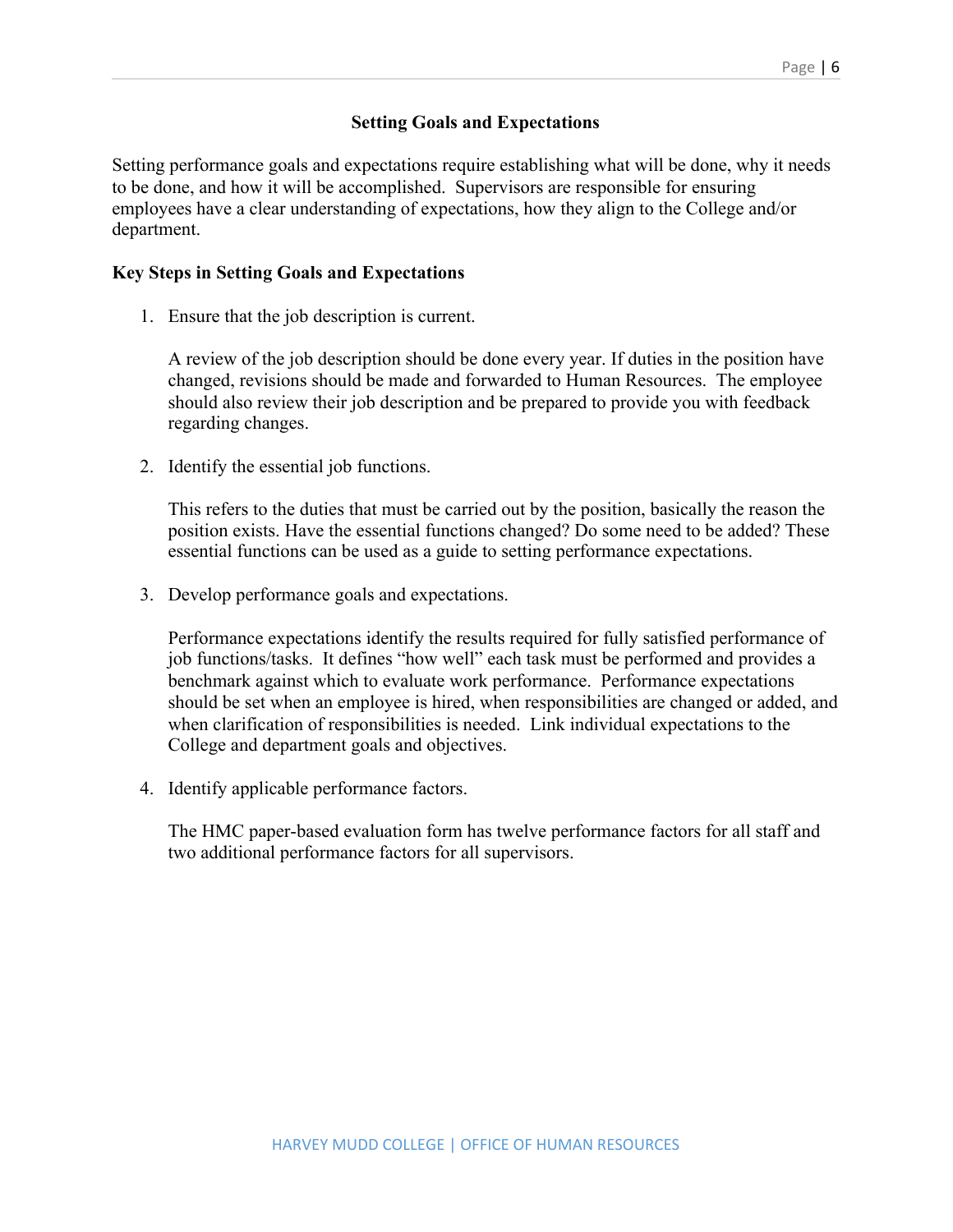## Setting Goals and Expectations

Setting performance goals and expectations require establishing what will be done, why it needs to be done, and how it will be accomplished. Supervisors are responsible for ensuring employees have a clear understanding of expectations, how they align to the College and/or department.

**Key Steps in Setting Goals and Expectations**

1. Ensure that the job description is current.

   A review of the job description should be done every year. If duties in the position have changed, revisions should be made and forwarded to Human Resources. The employee should also review their job description and be prepared to provide you with feedback regarding changes.

2. Identify the essential job functions.

   This refers to the duties that must be carried out by the position, basically the reason the position exists. Have the essential functions changed? Do some need to be added? These essential functions can be used as a guide to setting performance expectations.

3. Develop performance goals and expectations.

   Performance expectations identify the results required for fully satisfied performance of job functions/tasks. It defines "how well" each task must be performed and provides a benchmark against which to evaluate work performance. Performance expectations should be set when an employee is hired, when responsibilities are changed or added, and when clarification of responsibilities is needed. Link individual expectations to the College and department goals and objectives.

4. Identify applicable performance factors.

   The HMC paper-based evaluation form has twelve performance factors for all staff and two additional performance factors for all supervisors.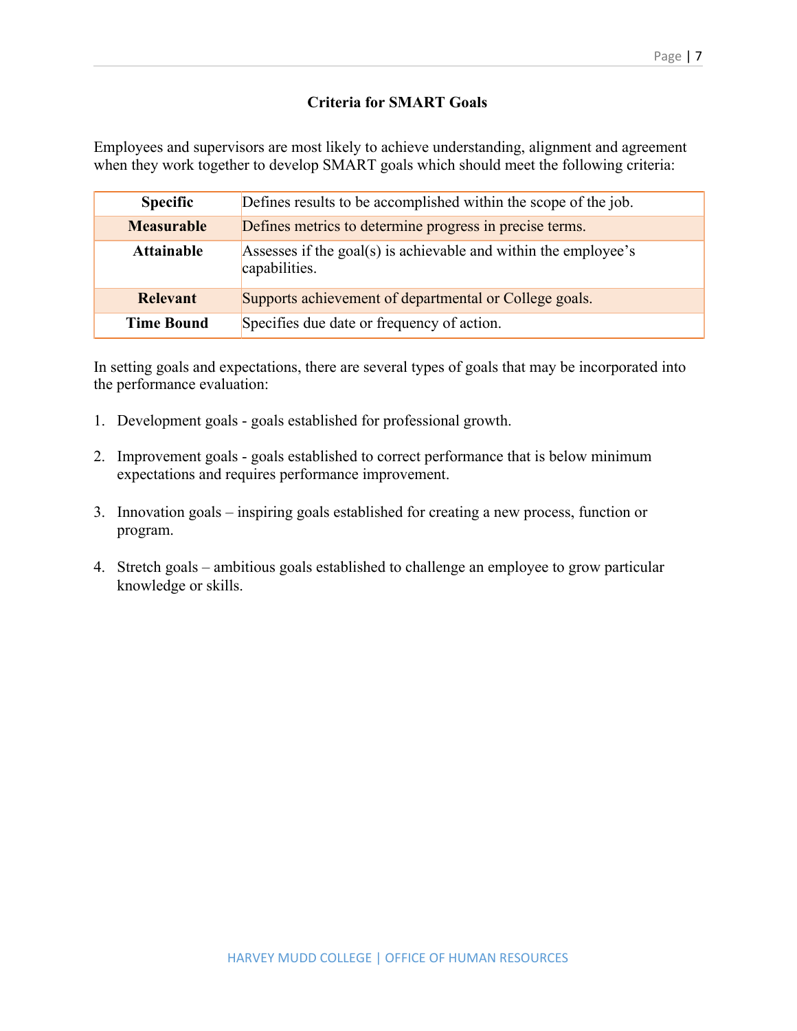## Criteria for SMART Goals

Employees and supervisors are most likely to achieve understanding, alignment and agreement when they work together to develop SMART goals which should meet the following criteria:

| | |
|---|---|
| **Specific** | Defines results to be accomplished within the scope of the job. |
| **Measurable** | Defines metrics to determine progress in precise terms. |
| **Attainable** | Assesses if the goal(s) is achievable and within the employee's capabilities. |
| **Relevant** | Supports achievement of departmental or College goals. |
| **Time Bound** | Specifies due date or frequency of action. |

In setting goals and expectations, there are several types of goals that may be incorporated into the performance evaluation:

1. Development goals - goals established for professional growth.

2. Improvement goals - goals established to correct performance that is below minimum expectations and requires performance improvement.

3. Innovation goals – inspiring goals established for creating a new process, function or program.

4. Stretch goals – ambitious goals established to challenge an employee to grow particular knowledge or skills.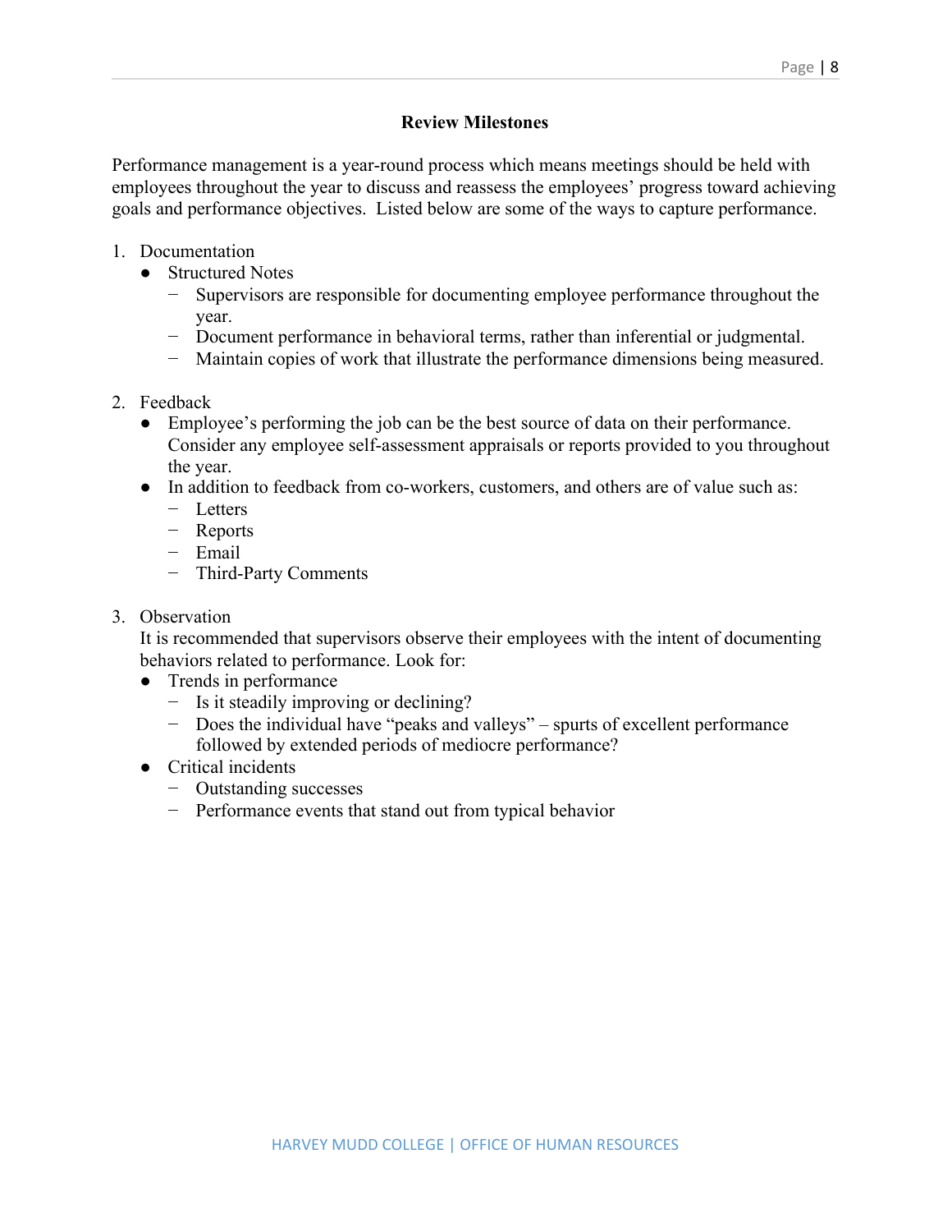## Review Milestones

Performance management is a year-round process which means meetings should be held with employees throughout the year to discuss and reassess the employees' progress toward achieving goals and performance objectives. Listed below are some of the ways to capture performance.

1. Documentation
   - Structured Notes
     - Supervisors are responsible for documenting employee performance throughout the year.
     - Document performance in behavioral terms, rather than inferential or judgmental.
     - Maintain copies of work that illustrate the performance dimensions being measured.

2. Feedback
   - Employee's performing the job can be the best source of data on their performance. Consider any employee self-assessment appraisals or reports provided to you throughout the year.
   - In addition to feedback from co-workers, customers, and others are of value such as:
     - Letters
     - Reports
     - Email
     - Third-Party Comments

3. Observation

   It is recommended that supervisors observe their employees with the intent of documenting behaviors related to performance. Look for:
   - Trends in performance
     - Is it steadily improving or declining?
     - Does the individual have "peaks and valleys" – spurts of excellent performance followed by extended periods of mediocre performance?
   - Critical incidents
     - Outstanding successes
     - Performance events that stand out from typical behavior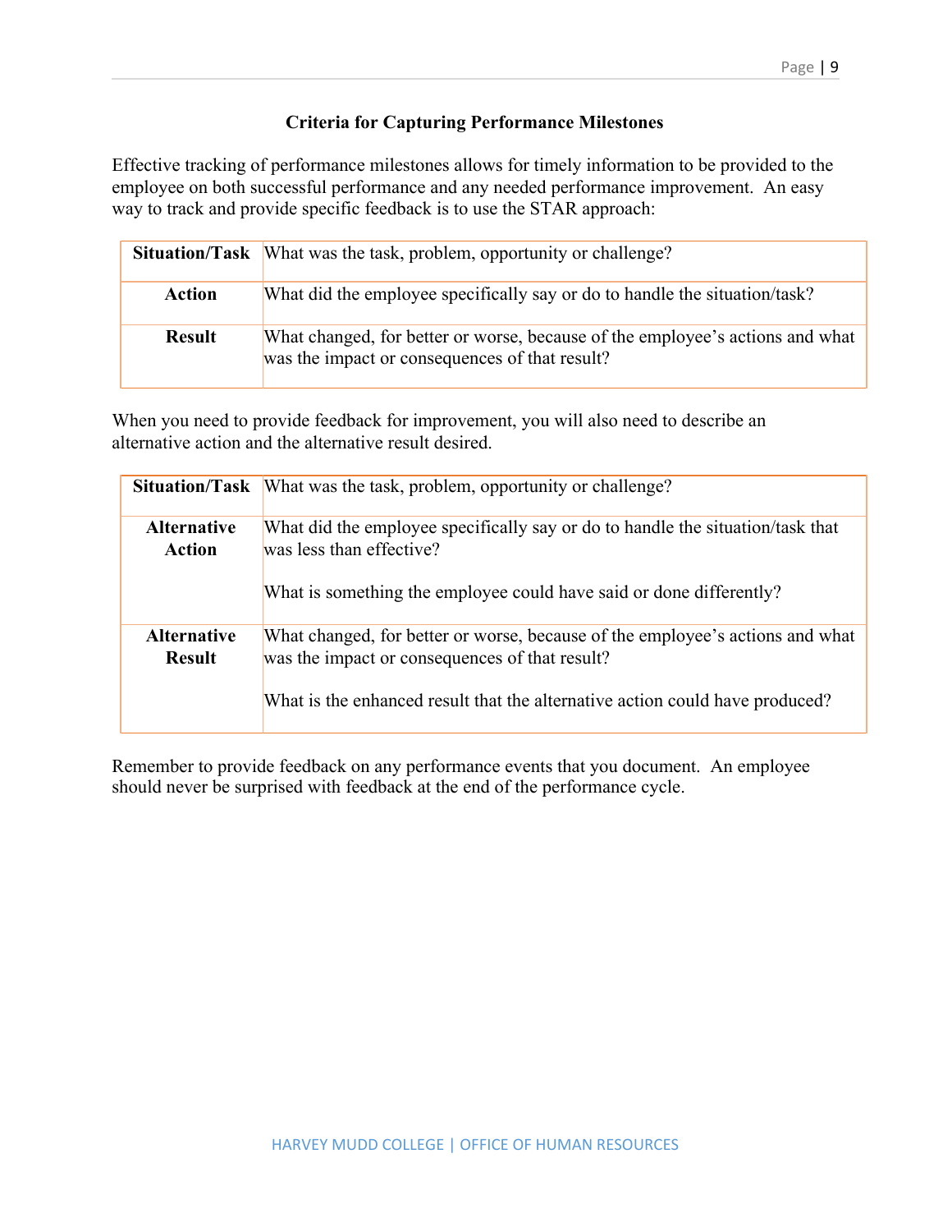## Criteria for Capturing Performance Milestones

Effective tracking of performance milestones allows for timely information to be provided to the employee on both successful performance and any needed performance improvement. An easy way to track and provide specific feedback is to use the STAR approach:

| | |
|---|---|
| **Situation/Task** | What was the task, problem, opportunity or challenge? |
| **Action** | What did the employee specifically say or do to handle the situation/task? |
| **Result** | What changed, for better or worse, because of the employee's actions and what was the impact or consequences of that result? |

When you need to provide feedback for improvement, you will also need to describe an alternative action and the alternative result desired.

| | |
|---|---|
| **Situation/Task** | What was the task, problem, opportunity or challenge? |
| **Alternative Action** | What did the employee specifically say or do to handle the situation/task that was less than effective?<br><br>What is something the employee could have said or done differently? |
| **Alternative Result** | What changed, for better or worse, because of the employee's actions and what was the impact or consequences of that result?<br><br>What is the enhanced result that the alternative action could have produced? |

Remember to provide feedback on any performance events that you document. An employee should never be surprised with feedback at the end of the performance cycle.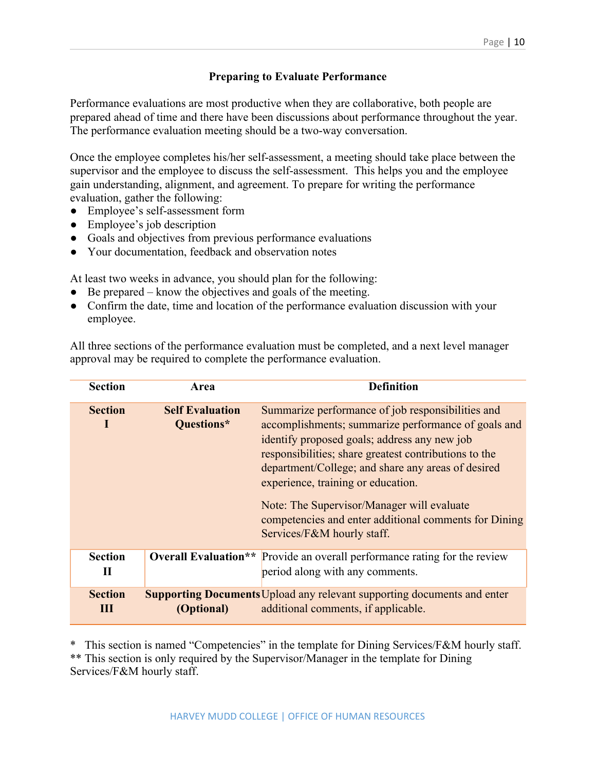## Preparing to Evaluate Performance

Performance evaluations are most productive when they are collaborative, both people are prepared ahead of time and there have been discussions about performance throughout the year. The performance evaluation meeting should be a two-way conversation.

Once the employee completes his/her self-assessment, a meeting should take place between the supervisor and the employee to discuss the self-assessment. This helps you and the employee gain understanding, alignment, and agreement. To prepare for writing the performance evaluation, gather the following:

- Employee's self-assessment form
- Employee's job description
- Goals and objectives from previous performance evaluations
- Your documentation, feedback and observation notes

At least two weeks in advance, you should plan for the following:

- Be prepared – know the objectives and goals of the meeting.
- Confirm the date, time and location of the performance evaluation discussion with your employee.

All three sections of the performance evaluation must be completed, and a next level manager approval may be required to complete the performance evaluation.

| Section | Area | Definition |
|---|---|---|
| **Section I** | **Self Evaluation Questions*** | Summarize performance of job responsibilities and accomplishments; summarize performance of goals and identify proposed goals; address any new job responsibilities; share greatest contributions to the department/College; and share any areas of desired experience, training or education.<br><br>Note: The Supervisor/Manager will evaluate competencies and enter additional comments for Dining Services/F&M hourly staff. |
| **Section II** | **Overall Evaluation**** | Provide an overall performance rating for the review period along with any comments. |
| **Section III** | **Supporting Documents (Optional)** | Upload any relevant supporting documents and enter additional comments, if applicable. |

\* This section is named "Competencies" in the template for Dining Services/F&M hourly staff.
** This section is only required by the Supervisor/Manager in the template for Dining Services/F&M hourly staff.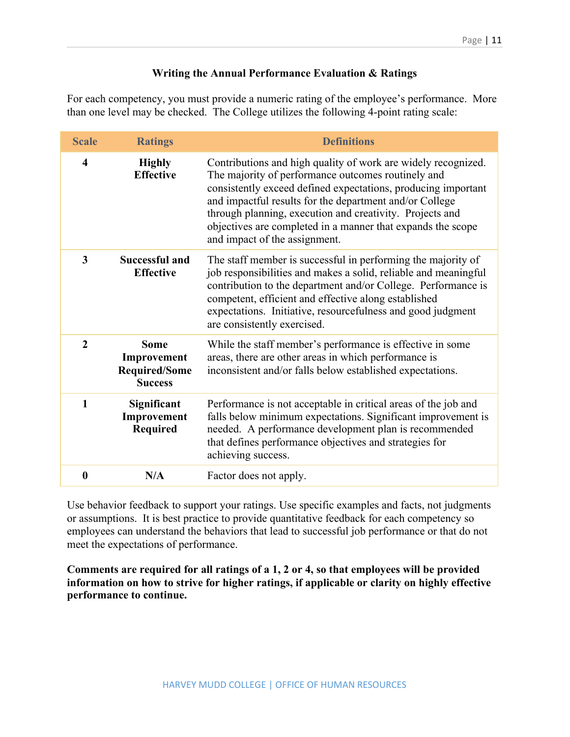## Writing the Annual Performance Evaluation & Ratings

For each competency, you must provide a numeric rating of the employee's performance. More than one level may be checked. The College utilizes the following 4-point rating scale:

| Scale | Ratings | Definitions |
|---|---|---|
| **4** | **Highly Effective** | Contributions and high quality of work are widely recognized. The majority of performance outcomes routinely and consistently exceed defined expectations, producing important and impactful results for the department and/or College through planning, execution and creativity. Projects and objectives are completed in a manner that expands the scope and impact of the assignment. |
| **3** | **Successful and Effective** | The staff member is successful in performing the majority of job responsibilities and makes a solid, reliable and meaningful contribution to the department and/or College. Performance is competent, efficient and effective along established expectations. Initiative, resourcefulness and good judgment are consistently exercised. |
| **2** | **Some Improvement Required/Some Success** | While the staff member's performance is effective in some areas, there are other areas in which performance is inconsistent and/or falls below established expectations. |
| **1** | **Significant Improvement Required** | Performance is not acceptable in critical areas of the job and falls below minimum expectations. Significant improvement is needed. A performance development plan is recommended that defines performance objectives and strategies for achieving success. |
| **0** | **N/A** | Factor does not apply. |

Use behavior feedback to support your ratings. Use specific examples and facts, not judgments or assumptions. It is best practice to provide quantitative feedback for each competency so employees can understand the behaviors that lead to successful job performance or that do not meet the expectations of performance.

**Comments are required for all ratings of a 1, 2 or 4, so that employees will be provided information on how to strive for higher ratings, if applicable or clarity on highly effective performance to continue.**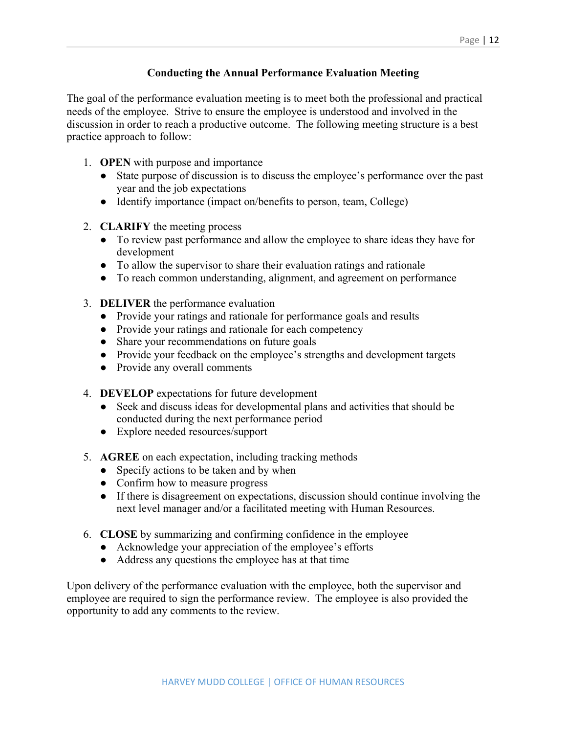## Conducting the Annual Performance Evaluation Meeting

The goal of the performance evaluation meeting is to meet both the professional and practical needs of the employee. Strive to ensure the employee is understood and involved in the discussion in order to reach a productive outcome. The following meeting structure is a best practice approach to follow:

1. **OPEN** with purpose and importance
   - State purpose of discussion is to discuss the employee's performance over the past year and the job expectations
   - Identify importance (impact on/benefits to person, team, College)

2. **CLARIFY** the meeting process
   - To review past performance and allow the employee to share ideas they have for development
   - To allow the supervisor to share their evaluation ratings and rationale
   - To reach common understanding, alignment, and agreement on performance

3. **DELIVER** the performance evaluation
   - Provide your ratings and rationale for performance goals and results
   - Provide your ratings and rationale for each competency
   - Share your recommendations on future goals
   - Provide your feedback on the employee's strengths and development targets
   - Provide any overall comments

4. **DEVELOP** expectations for future development
   - Seek and discuss ideas for developmental plans and activities that should be conducted during the next performance period
   - Explore needed resources/support

5. **AGREE** on each expectation, including tracking methods
   - Specify actions to be taken and by when
   - Confirm how to measure progress
   - If there is disagreement on expectations, discussion should continue involving the next level manager and/or a facilitated meeting with Human Resources.

6. **CLOSE** by summarizing and confirming confidence in the employee
   - Acknowledge your appreciation of the employee's efforts
   - Address any questions the employee has at that time

Upon delivery of the performance evaluation with the employee, both the supervisor and employee are required to sign the performance review. The employee is also provided the opportunity to add any comments to the review.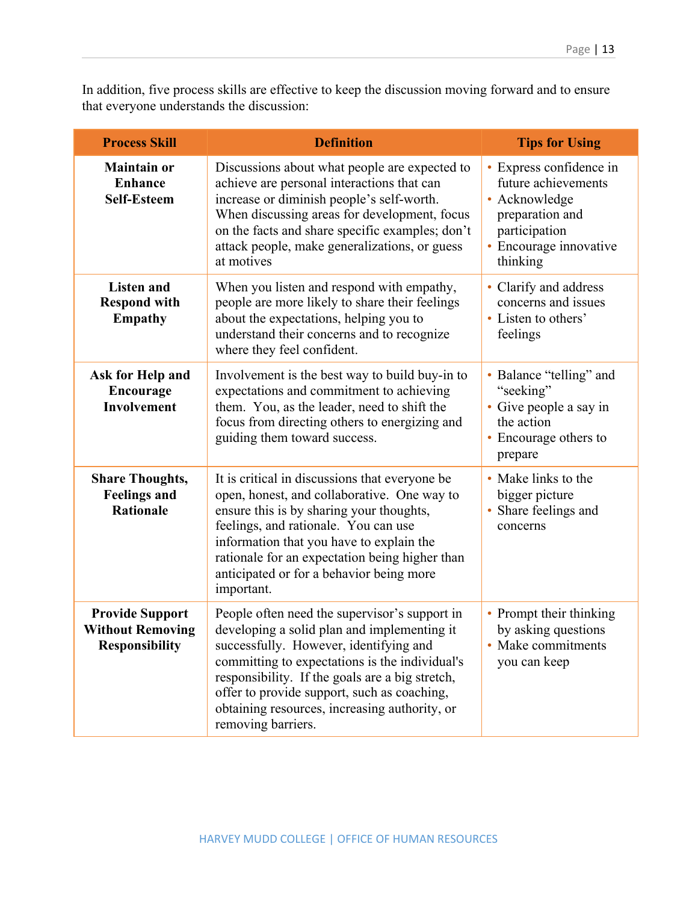In addition, five process skills are effective to keep the discussion moving forward and to ensure that everyone understands the discussion:

| Process Skill | Definition | Tips for Using |
| --- | --- | --- |
| **Maintain or Enhance Self-Esteem** | Discussions about what people are expected to achieve are personal interactions that can increase or diminish people's self-worth. When discussing areas for development, focus on the facts and share specific examples; don't attack people, make generalizations, or guess at motives | • Express confidence in future achievements<br>• Acknowledge preparation and participation<br>• Encourage innovative thinking |
| **Listen and Respond with Empathy** | When you listen and respond with empathy, people are more likely to share their feelings about the expectations, helping you to understand their concerns and to recognize where they feel confident. | • Clarify and address concerns and issues<br>• Listen to others' feelings |
| **Ask for Help and Encourage Involvement** | Involvement is the best way to build buy-in to expectations and commitment to achieving them. You, as the leader, need to shift the focus from directing others to energizing and guiding them toward success. | • Balance "telling" and "seeking"<br>• Give people a say in the action<br>• Encourage others to prepare |
| **Share Thoughts, Feelings and Rationale** | It is critical in discussions that everyone be open, honest, and collaborative. One way to ensure this is by sharing your thoughts, feelings, and rationale. You can use information that you have to explain the rationale for an expectation being higher than anticipated or for a behavior being more important. | • Make links to the bigger picture<br>• Share feelings and concerns |
| **Provide Support Without Removing Responsibility** | People often need the supervisor's support in developing a solid plan and implementing it successfully. However, identifying and committing to expectations is the individual's responsibility. If the goals are a big stretch, offer to provide support, such as coaching, obtaining resources, increasing authority, or removing barriers. | • Prompt their thinking by asking questions<br>• Make commitments you can keep |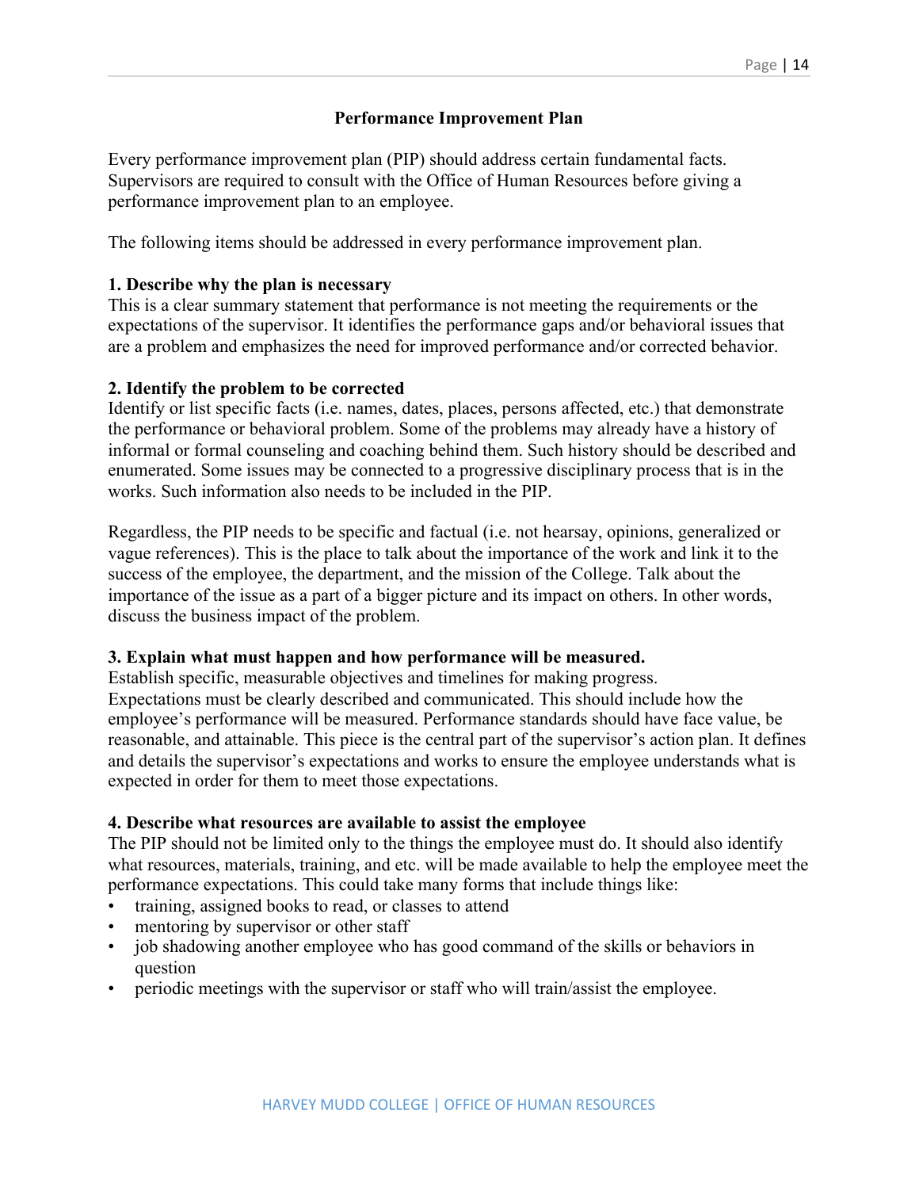## Performance Improvement Plan

Every performance improvement plan (PIP) should address certain fundamental facts. Supervisors are required to consult with the Office of Human Resources before giving a performance improvement plan to an employee.

The following items should be addressed in every performance improvement plan.

**1. Describe why the plan is necessary**
This is a clear summary statement that performance is not meeting the requirements or the expectations of the supervisor. It identifies the performance gaps and/or behavioral issues that are a problem and emphasizes the need for improved performance and/or corrected behavior.

**2. Identify the problem to be corrected**
Identify or list specific facts (i.e. names, dates, places, persons affected, etc.) that demonstrate the performance or behavioral problem. Some of the problems may already have a history of informal or formal counseling and coaching behind them. Such history should be described and enumerated. Some issues may be connected to a progressive disciplinary process that is in the works. Such information also needs to be included in the PIP.

Regardless, the PIP needs to be specific and factual (i.e. not hearsay, opinions, generalized or vague references). This is the place to talk about the importance of the work and link it to the success of the employee, the department, and the mission of the College. Talk about the importance of the issue as a part of a bigger picture and its impact on others. In other words, discuss the business impact of the problem.

**3. Explain what must happen and how performance will be measured.**
Establish specific, measurable objectives and timelines for making progress.
Expectations must be clearly described and communicated. This should include how the employee's performance will be measured. Performance standards should have face value, be reasonable, and attainable. This piece is the central part of the supervisor's action plan. It defines and details the supervisor's expectations and works to ensure the employee understands what is expected in order for them to meet those expectations.

**4. Describe what resources are available to assist the employee**
The PIP should not be limited only to the things the employee must do. It should also identify what resources, materials, training, and etc. will be made available to help the employee meet the performance expectations. This could take many forms that include things like:

- training, assigned books to read, or classes to attend
- mentoring by supervisor or other staff
- job shadowing another employee who has good command of the skills or behaviors in question
- periodic meetings with the supervisor or staff who will train/assist the employee.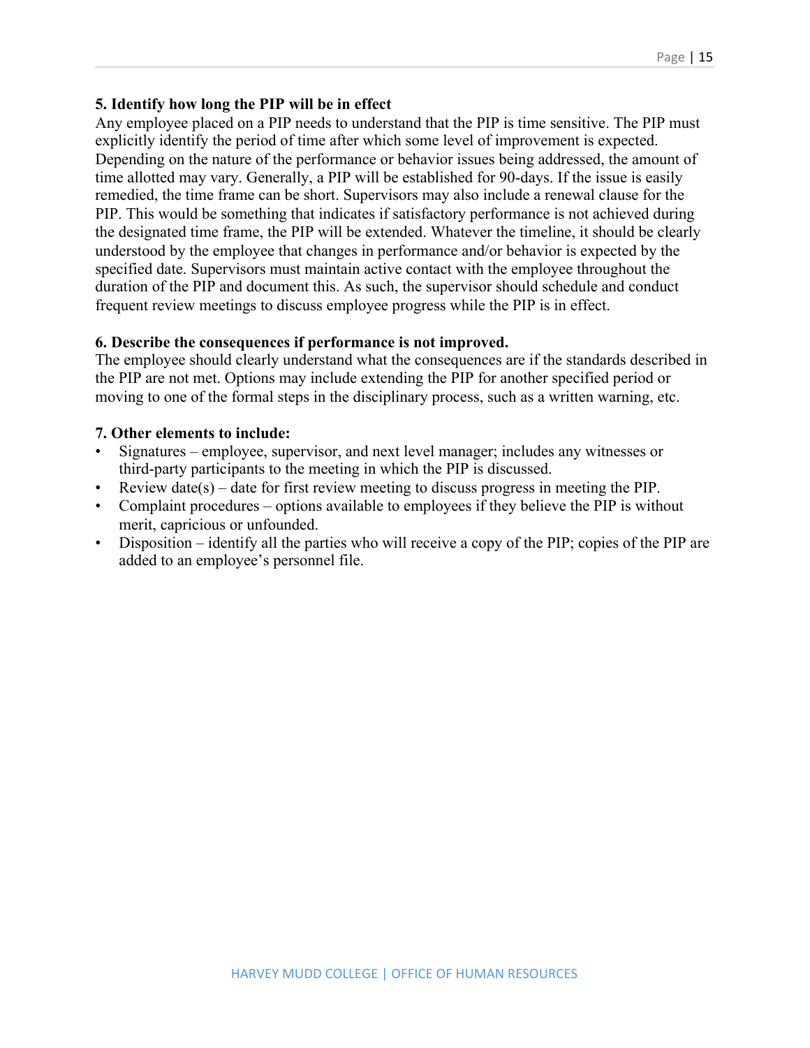**5. Identify how long the PIP will be in effect**

Any employee placed on a PIP needs to understand that the PIP is time sensitive. The PIP must explicitly identify the period of time after which some level of improvement is expected. Depending on the nature of the performance or behavior issues being addressed, the amount of time allotted may vary. Generally, a PIP will be established for 90-days. If the issue is easily remedied, the time frame can be short. Supervisors may also include a renewal clause for the PIP. This would be something that indicates if satisfactory performance is not achieved during the designated time frame, the PIP will be extended. Whatever the timeline, it should be clearly understood by the employee that changes in performance and/or behavior is expected by the specified date. Supervisors must maintain active contact with the employee throughout the duration of the PIP and document this. As such, the supervisor should schedule and conduct frequent review meetings to discuss employee progress while the PIP is in effect.

**6. Describe the consequences if performance is not improved.**

The employee should clearly understand what the consequences are if the standards described in the PIP are not met. Options may include extending the PIP for another specified period or moving to one of the formal steps in the disciplinary process, such as a written warning, etc.

**7. Other elements to include:**

- Signatures – employee, supervisor, and next level manager; includes any witnesses or third-party participants to the meeting in which the PIP is discussed.
- Review date(s) – date for first review meeting to discuss progress in meeting the PIP.
- Complaint procedures – options available to employees if they believe the PIP is without merit, capricious or unfounded.
- Disposition – identify all the parties who will receive a copy of the PIP; copies of the PIP are added to an employee's personnel file.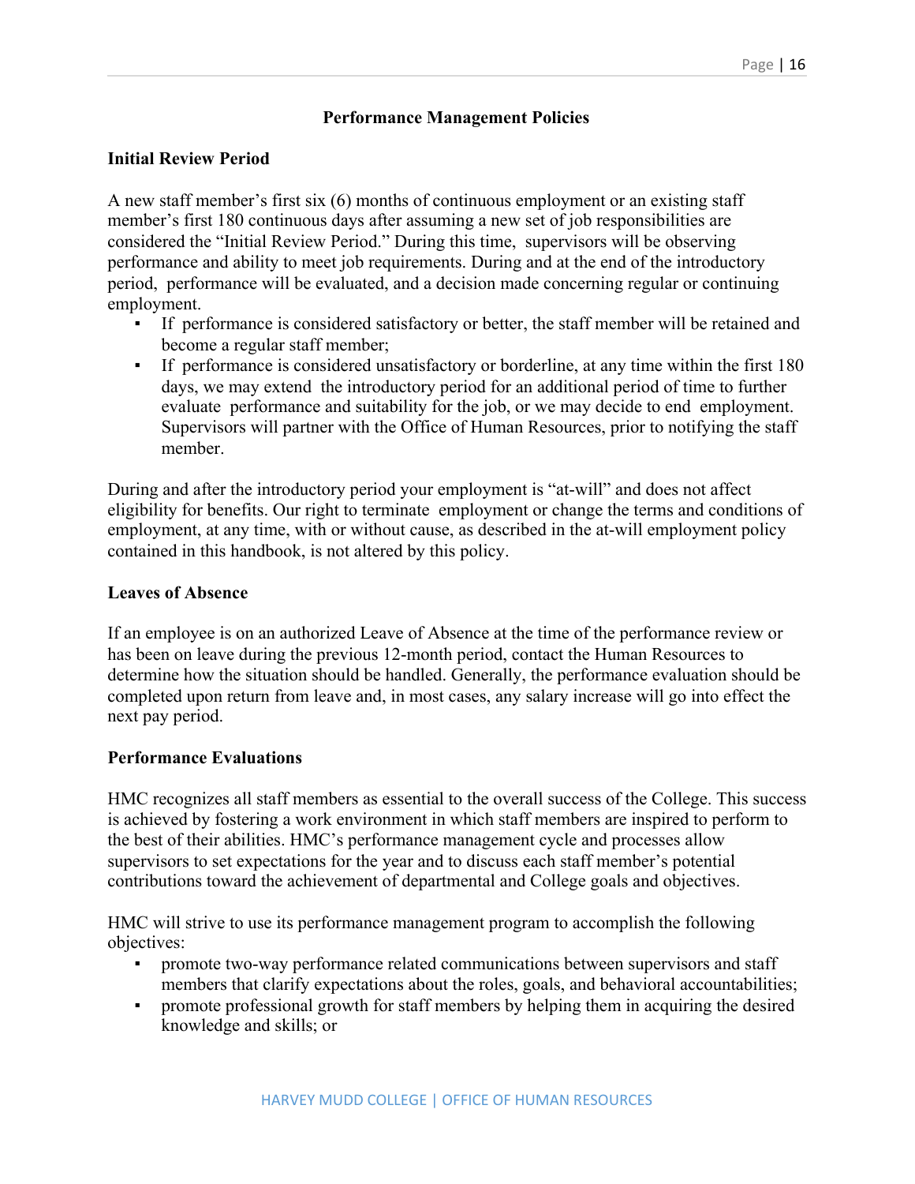## Performance Management Policies

### Initial Review Period

A new staff member's first six (6) months of continuous employment or an existing staff member's first 180 continuous days after assuming a new set of job responsibilities are considered the "Initial Review Period." During this time, supervisors will be observing performance and ability to meet job requirements. During and at the end of the introductory period, performance will be evaluated, and a decision made concerning regular or continuing employment.

- If performance is considered satisfactory or better, the staff member will be retained and become a regular staff member;
- If performance is considered unsatisfactory or borderline, at any time within the first 180 days, we may extend the introductory period for an additional period of time to further evaluate performance and suitability for the job, or we may decide to end employment. Supervisors will partner with the Office of Human Resources, prior to notifying the staff member.

During and after the introductory period your employment is "at-will" and does not affect eligibility for benefits. Our right to terminate employment or change the terms and conditions of employment, at any time, with or without cause, as described in the at-will employment policy contained in this handbook, is not altered by this policy.

### Leaves of Absence

If an employee is on an authorized Leave of Absence at the time of the performance review or has been on leave during the previous 12-month period, contact the Human Resources to determine how the situation should be handled. Generally, the performance evaluation should be completed upon return from leave and, in most cases, any salary increase will go into effect the next pay period.

### Performance Evaluations

HMC recognizes all staff members as essential to the overall success of the College. This success is achieved by fostering a work environment in which staff members are inspired to perform to the best of their abilities. HMC's performance management cycle and processes allow supervisors to set expectations for the year and to discuss each staff member's potential contributions toward the achievement of departmental and College goals and objectives.

HMC will strive to use its performance management program to accomplish the following objectives:

- promote two-way performance related communications between supervisors and staff members that clarify expectations about the roles, goals, and behavioral accountabilities;
- promote professional growth for staff members by helping them in acquiring the desired knowledge and skills; or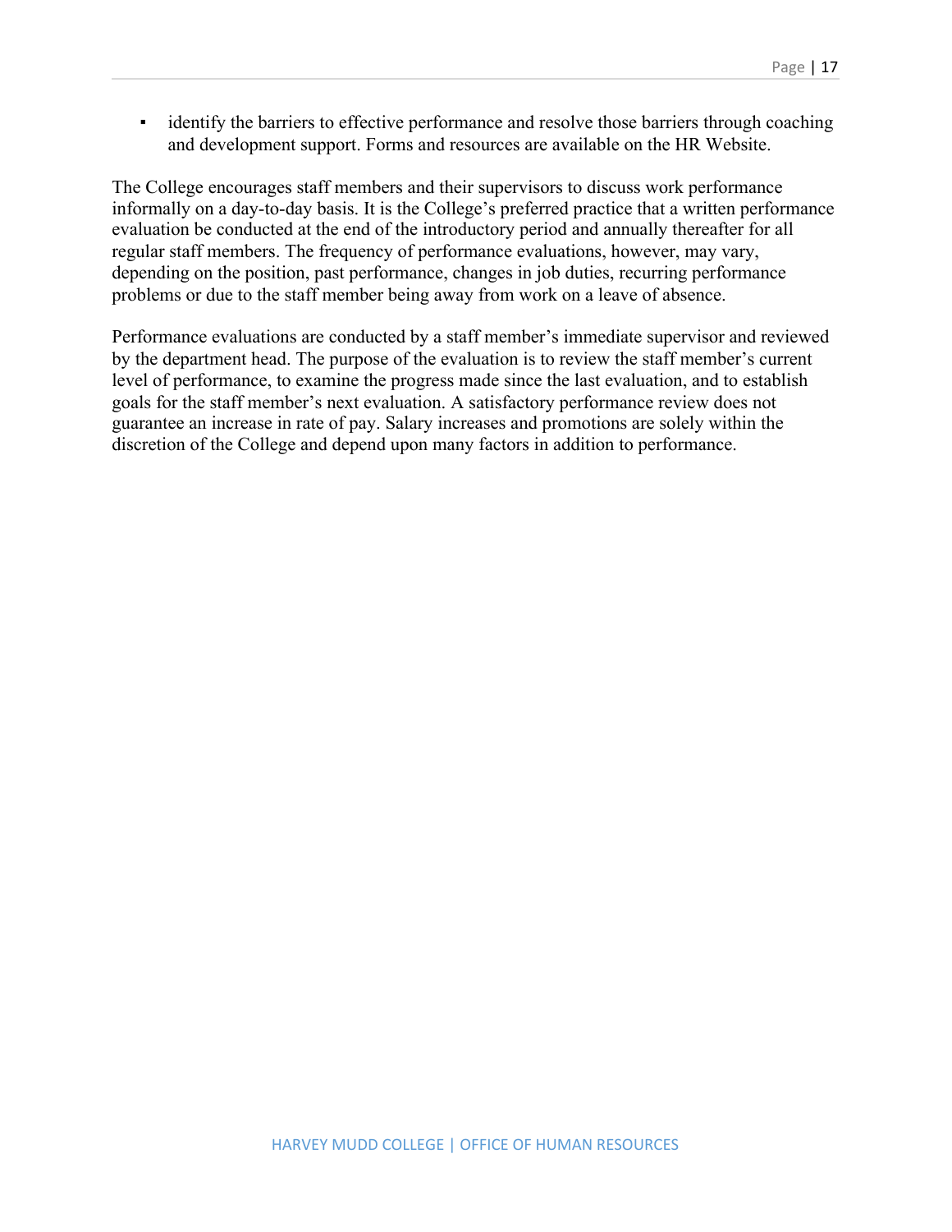- identify the barriers to effective performance and resolve those barriers through coaching and development support. Forms and resources are available on the HR Website.

The College encourages staff members and their supervisors to discuss work performance informally on a day-to-day basis. It is the College's preferred practice that a written performance evaluation be conducted at the end of the introductory period and annually thereafter for all regular staff members. The frequency of performance evaluations, however, may vary, depending on the position, past performance, changes in job duties, recurring performance problems or due to the staff member being away from work on a leave of absence.

Performance evaluations are conducted by a staff member's immediate supervisor and reviewed by the department head. The purpose of the evaluation is to review the staff member's current level of performance, to examine the progress made since the last evaluation, and to establish goals for the staff member's next evaluation. A satisfactory performance review does not guarantee an increase in rate of pay. Salary increases and promotions are solely within the discretion of the College and depend upon many factors in addition to performance.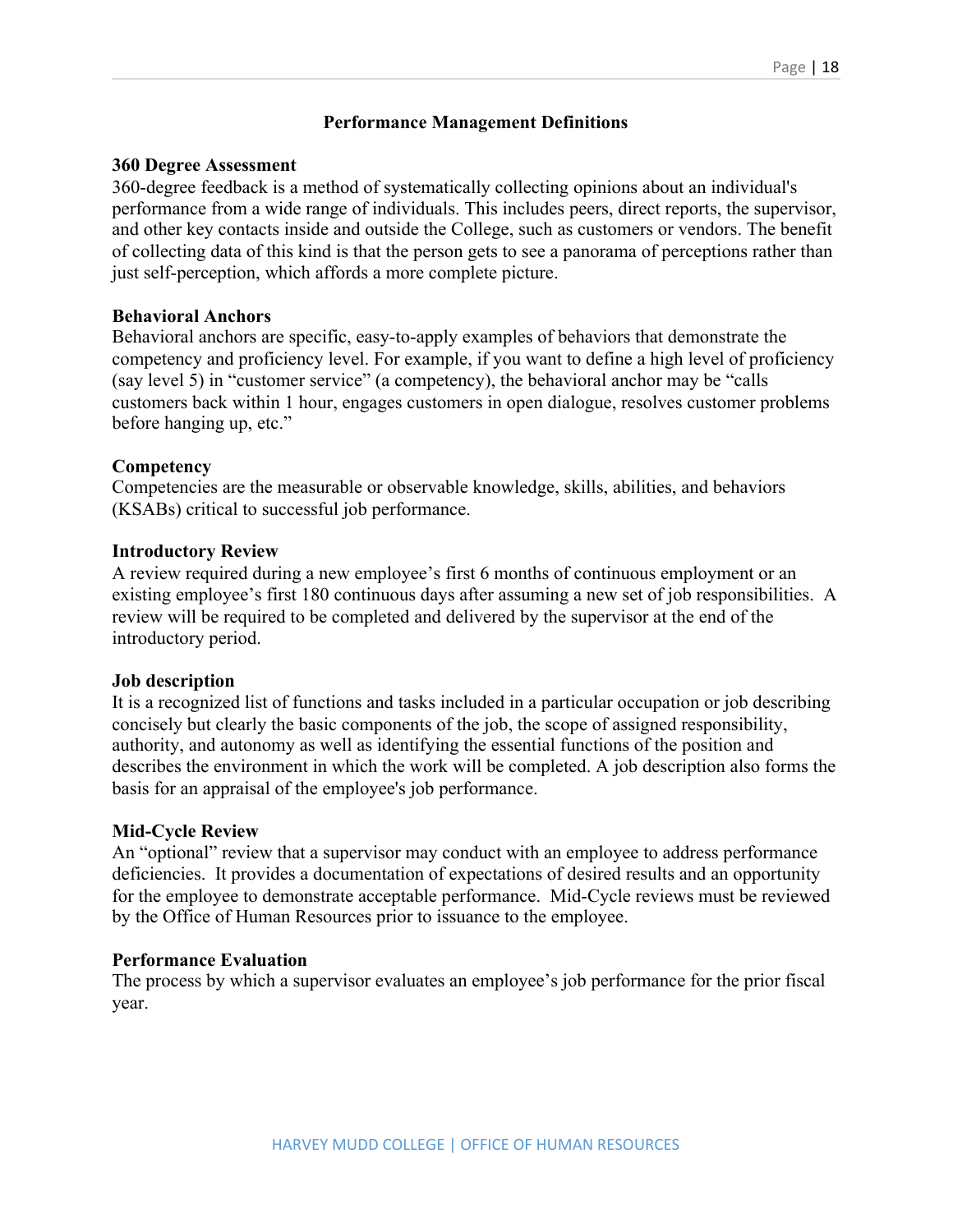## Performance Management Definitions

**360 Degree Assessment**
360-degree feedback is a method of systematically collecting opinions about an individual's performance from a wide range of individuals. This includes peers, direct reports, the supervisor, and other key contacts inside and outside the College, such as customers or vendors. The benefit of collecting data of this kind is that the person gets to see a panorama of perceptions rather than just self-perception, which affords a more complete picture.

**Behavioral Anchors**
Behavioral anchors are specific, easy-to-apply examples of behaviors that demonstrate the competency and proficiency level. For example, if you want to define a high level of proficiency (say level 5) in "customer service" (a competency), the behavioral anchor may be "calls customers back within 1 hour, engages customers in open dialogue, resolves customer problems before hanging up, etc."

**Competency**
Competencies are the measurable or observable knowledge, skills, abilities, and behaviors (KSABs) critical to successful job performance.

**Introductory Review**
A review required during a new employee's first 6 months of continuous employment or an existing employee's first 180 continuous days after assuming a new set of job responsibilities. A review will be required to be completed and delivered by the supervisor at the end of the introductory period.

**Job description**
It is a recognized list of functions and tasks included in a particular occupation or job describing concisely but clearly the basic components of the job, the scope of assigned responsibility, authority, and autonomy as well as identifying the essential functions of the position and describes the environment in which the work will be completed. A job description also forms the basis for an appraisal of the employee's job performance.

**Mid-Cycle Review**
An "optional" review that a supervisor may conduct with an employee to address performance deficiencies. It provides a documentation of expectations of desired results and an opportunity for the employee to demonstrate acceptable performance. Mid-Cycle reviews must be reviewed by the Office of Human Resources prior to issuance to the employee.

**Performance Evaluation**
The process by which a supervisor evaluates an employee's job performance for the prior fiscal year.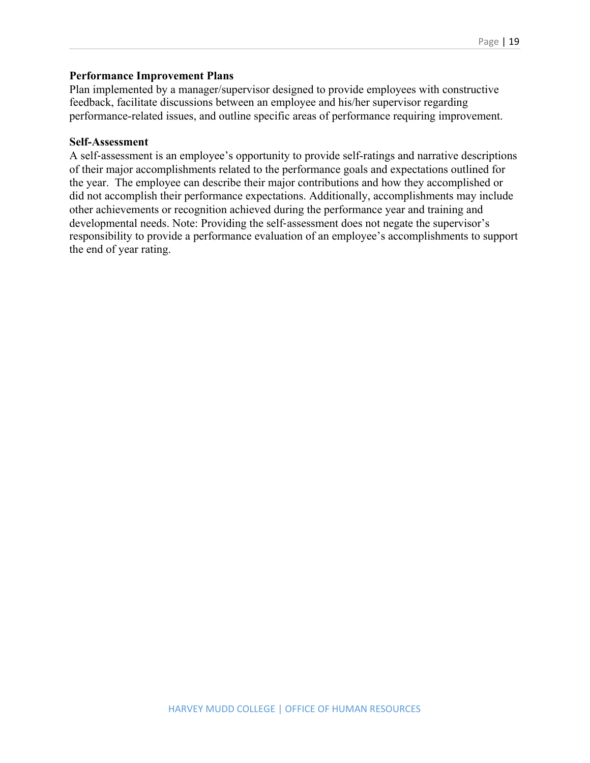**Performance Improvement Plans**

Plan implemented by a manager/supervisor designed to provide employees with constructive feedback, facilitate discussions between an employee and his/her supervisor regarding performance-related issues, and outline specific areas of performance requiring improvement.

**Self-Assessment**

A self-assessment is an employee's opportunity to provide self-ratings and narrative descriptions of their major accomplishments related to the performance goals and expectations outlined for the year. The employee can describe their major contributions and how they accomplished or did not accomplish their performance expectations. Additionally, accomplishments may include other achievements or recognition achieved during the performance year and training and developmental needs. Note: Providing the self-assessment does not negate the supervisor's responsibility to provide a performance evaluation of an employee's accomplishments to support the end of year rating.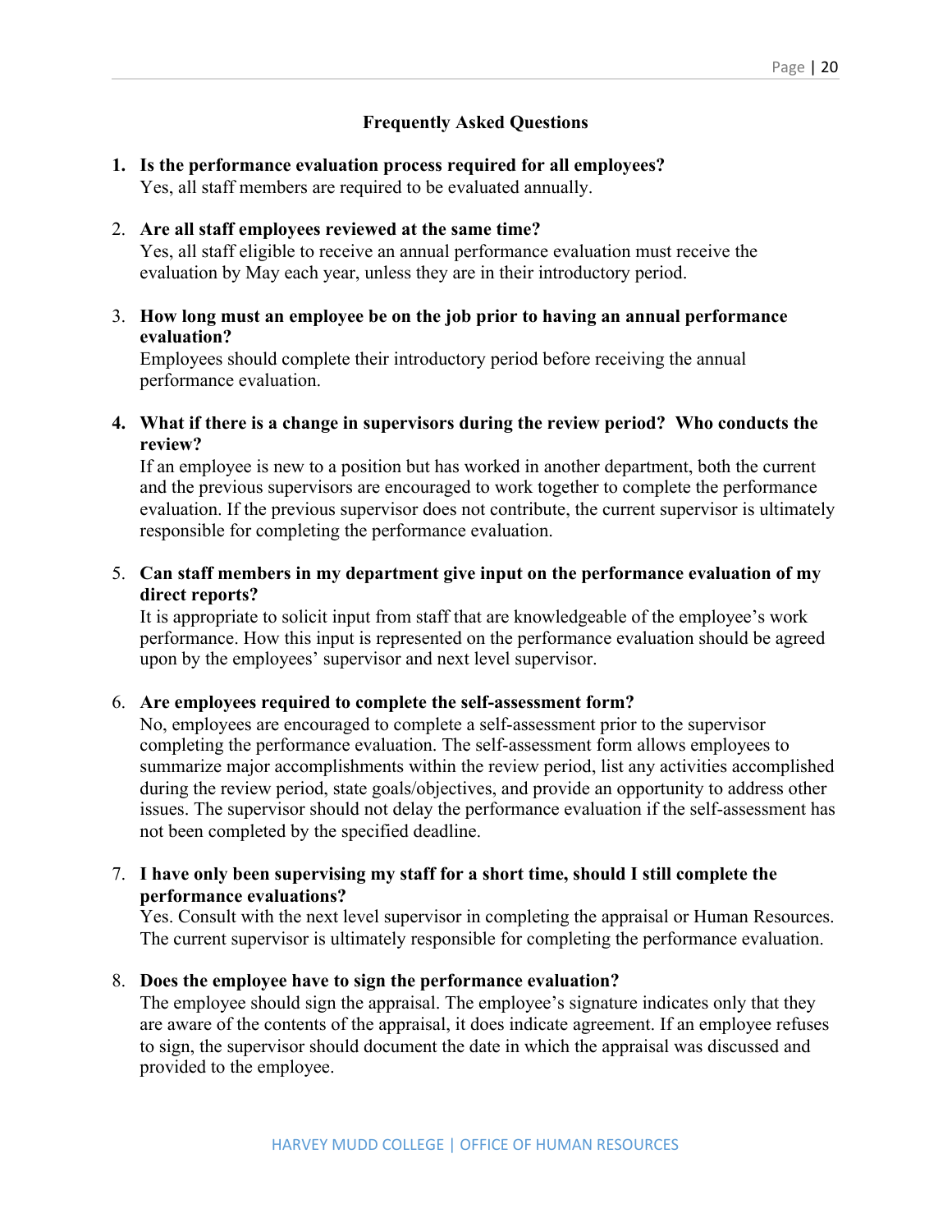## Frequently Asked Questions

1. **Is the performance evaluation process required for all employees?**
   Yes, all staff members are required to be evaluated annually.

2. **Are all staff employees reviewed at the same time?**
   Yes, all staff eligible to receive an annual performance evaluation must receive the evaluation by May each year, unless they are in their introductory period.

3. **How long must an employee be on the job prior to having an annual performance evaluation?**
   Employees should complete their introductory period before receiving the annual performance evaluation.

4. **What if there is a change in supervisors during the review period? Who conducts the review?**
   If an employee is new to a position but has worked in another department, both the current and the previous supervisors are encouraged to work together to complete the performance evaluation. If the previous supervisor does not contribute, the current supervisor is ultimately responsible for completing the performance evaluation.

5. **Can staff members in my department give input on the performance evaluation of my direct reports?**
   It is appropriate to solicit input from staff that are knowledgeable of the employee's work performance. How this input is represented on the performance evaluation should be agreed upon by the employees' supervisor and next level supervisor.

6. **Are employees required to complete the self-assessment form?**
   No, employees are encouraged to complete a self-assessment prior to the supervisor completing the performance evaluation. The self-assessment form allows employees to summarize major accomplishments within the review period, list any activities accomplished during the review period, state goals/objectives, and provide an opportunity to address other issues. The supervisor should not delay the performance evaluation if the self-assessment has not been completed by the specified deadline.

7. **I have only been supervising my staff for a short time, should I still complete the performance evaluations?**
   Yes. Consult with the next level supervisor in completing the appraisal or Human Resources. The current supervisor is ultimately responsible for completing the performance evaluation.

8. **Does the employee have to sign the performance evaluation?**
   The employee should sign the appraisal. The employee's signature indicates only that they are aware of the contents of the appraisal, it does indicate agreement. If an employee refuses to sign, the supervisor should document the date in which the appraisal was discussed and provided to the employee.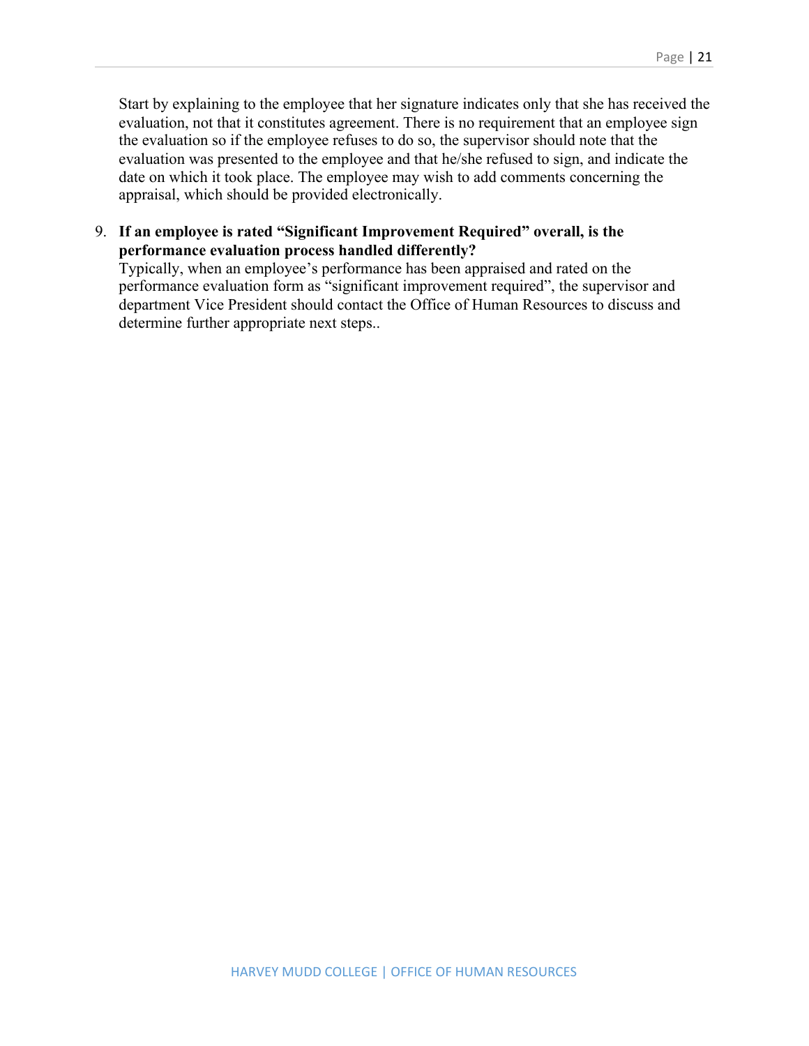Start by explaining to the employee that her signature indicates only that she has received the evaluation, not that it constitutes agreement. There is no requirement that an employee sign the evaluation so if the employee refuses to do so, the supervisor should note that the evaluation was presented to the employee and that he/she refused to sign, and indicate the date on which it took place. The employee may wish to add comments concerning the appraisal, which should be provided electronically.

9. **If an employee is rated "Significant Improvement Required" overall, is the performance evaluation process handled differently?**
   Typically, when an employee's performance has been appraised and rated on the performance evaluation form as "significant improvement required", the supervisor and department Vice President should contact the Office of Human Resources to discuss and determine further appropriate next steps..